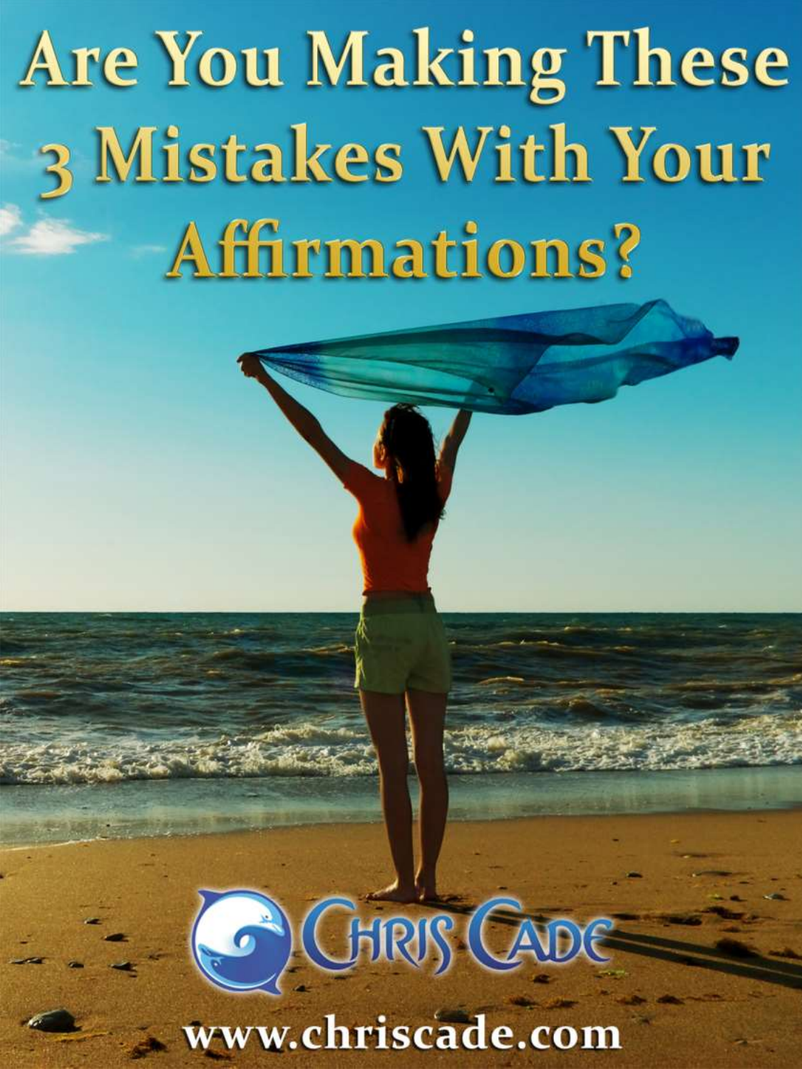# Are You Making These 3 Mistakes With Your Affirmations?

Chris Cade

www.chriscade.com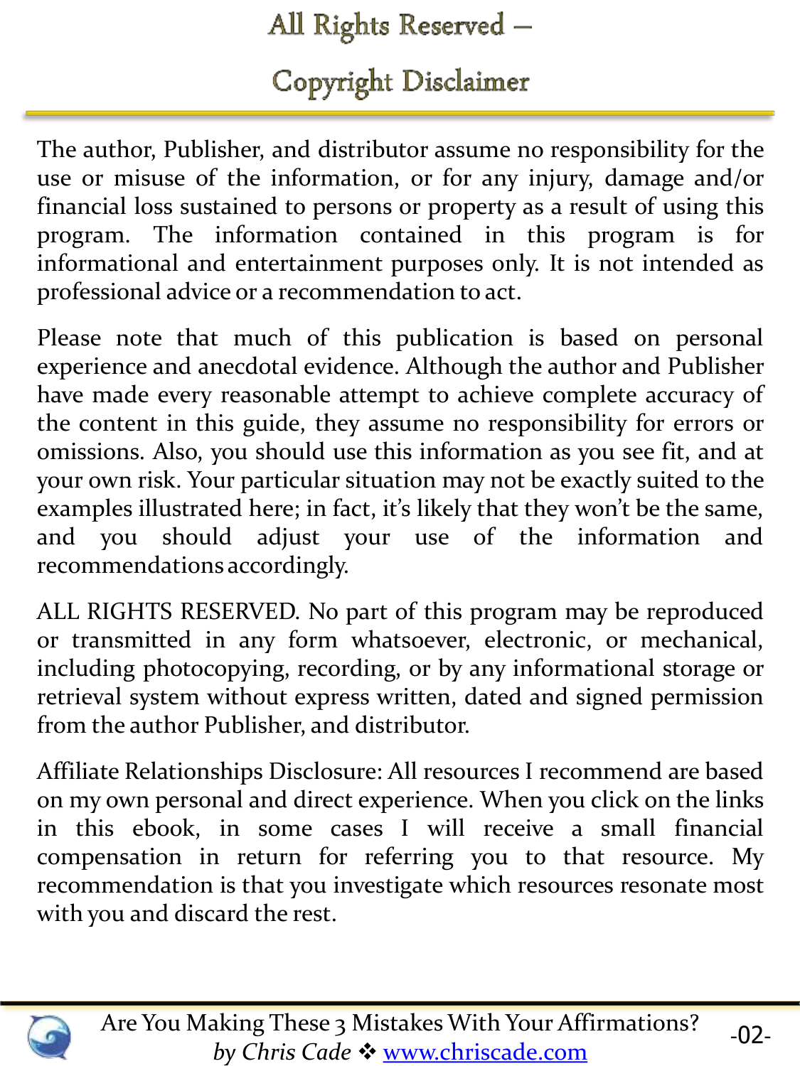# All Rights Reserved – Copyright Disclaimer

The author, Publisher, and distributor assume no responsibility for the use or misuse of the information, or for any injury, damage and/or financial loss sustained to persons or property as a result of using this program. The information contained in this program is for informational and entertainment purposes only. It is not intended as professional advice or a recommendation to act.

Please note that much of this publication is based on personal experience and anecdotal evidence. Although the author and Publisher have made every reasonable attempt to achieve complete accuracy of the content in this guide, they assume no responsibility for errors or omissions. Also, you should use this information as you see fit, and at your own risk. Your particular situation may not be exactly suited to the examples illustrated here; in fact, it's likely that they won't be the same, and you should adjust your use of the information and recommendations accordingly.

ALL RIGHTS RESERVED. No part of this program may be reproduced or transmitted in any form whatsoever, electronic, or mechanical, including photocopying, recording, or by any informational storage or retrieval system without express written, dated and signed permission from the author Publisher, and distributor.

Affiliate Relationships Disclosure: All resources I recommend are based on my own personal and direct experience. When you click on the links in this ebook, in some cases I will receive a small financial compensation in return for referring you to that resource. My recommendation is that you investigate which resources resonate most with you and discard the rest.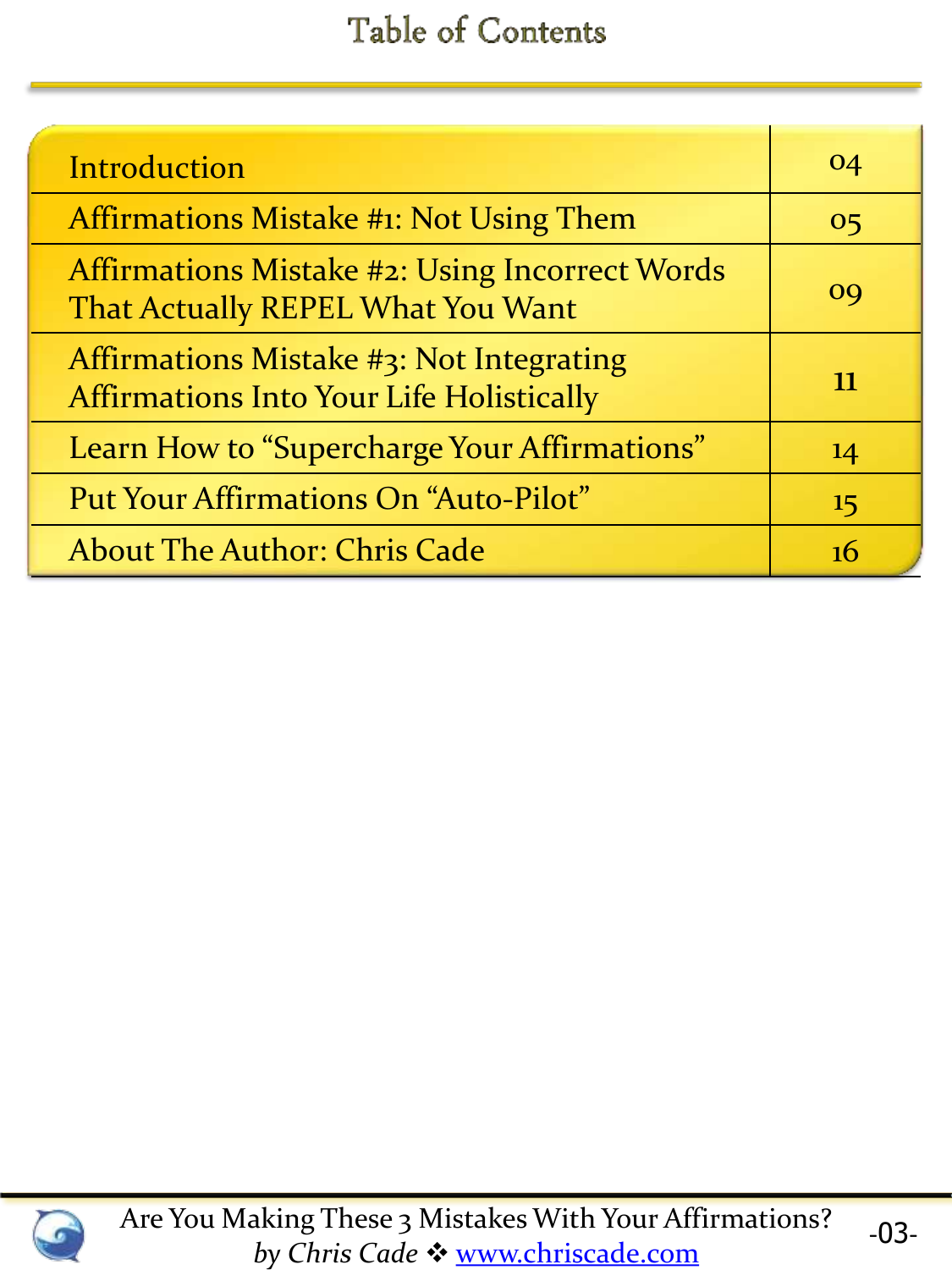# Table of Contents

| Section | Page |
|---|---|
| Introduction | 04 |
| Affirmations Mistake #1: Not Using Them | 05 |
| Affirmations Mistake #2: Using Incorrect Words That Actually REPEL What You Want | 09 |
| Affirmations Mistake #3: Not Integrating Affirmations Into Your Life Holistically | 11 |
| Learn How to "Supercharge Your Affirmations" | 14 |
| Put Your Affirmations On "Auto-Pilot" | 15 |
| About The Author: Chris Cade | 16 |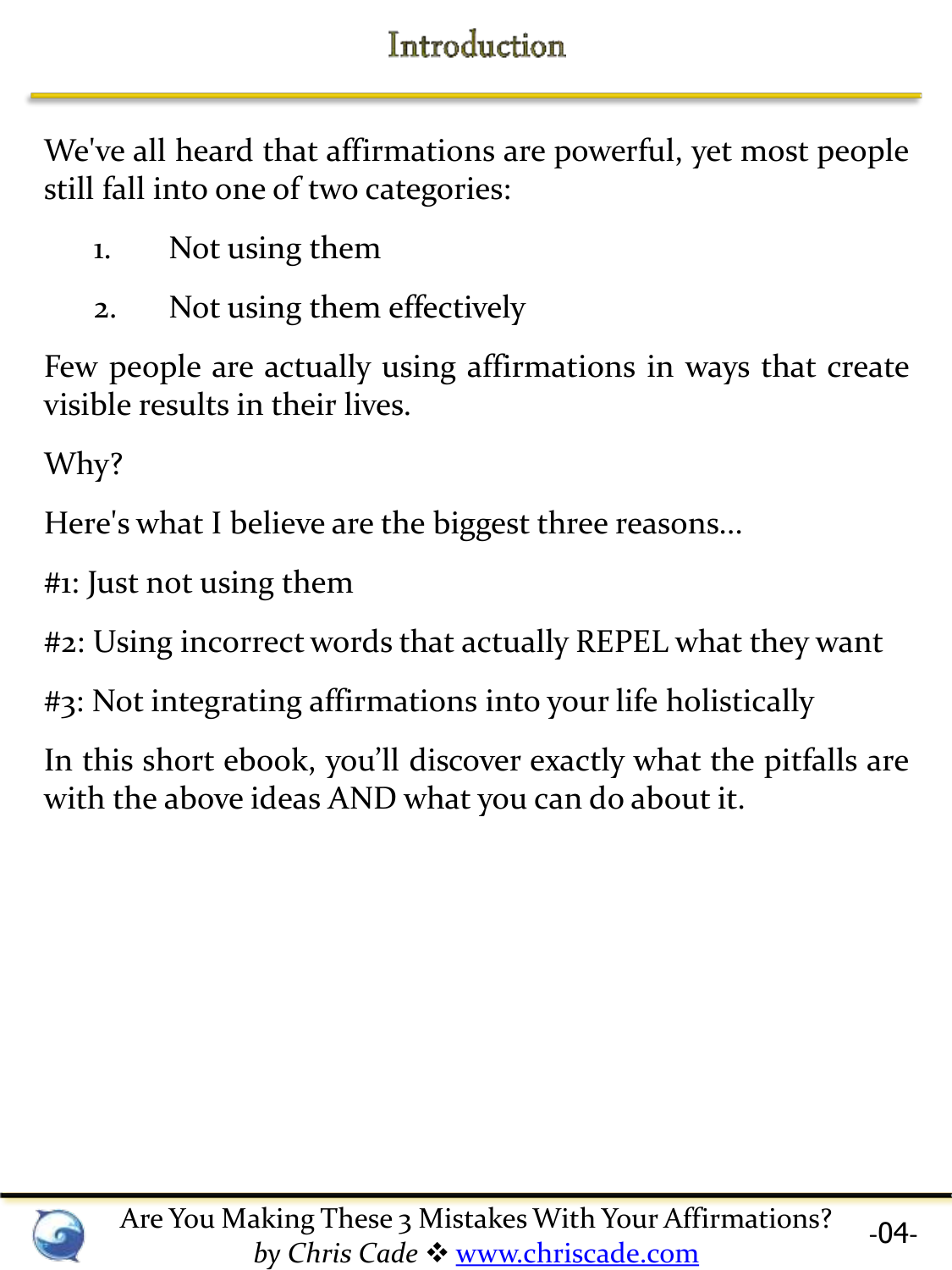# Introduction

We've all heard that affirmations are powerful, yet most people still fall into one of two categories:

1. Not using them
2. Not using them effectively

Few people are actually using affirmations in ways that create visible results in their lives.

Why?

Here's what I believe are the biggest three reasons...

#1: Just not using them

#2: Using incorrect words that actually REPEL what they want

#3: Not integrating affirmations into your life holistically

In this short ebook, you'll discover exactly what the pitfalls are with the above ideas AND what you can do about it.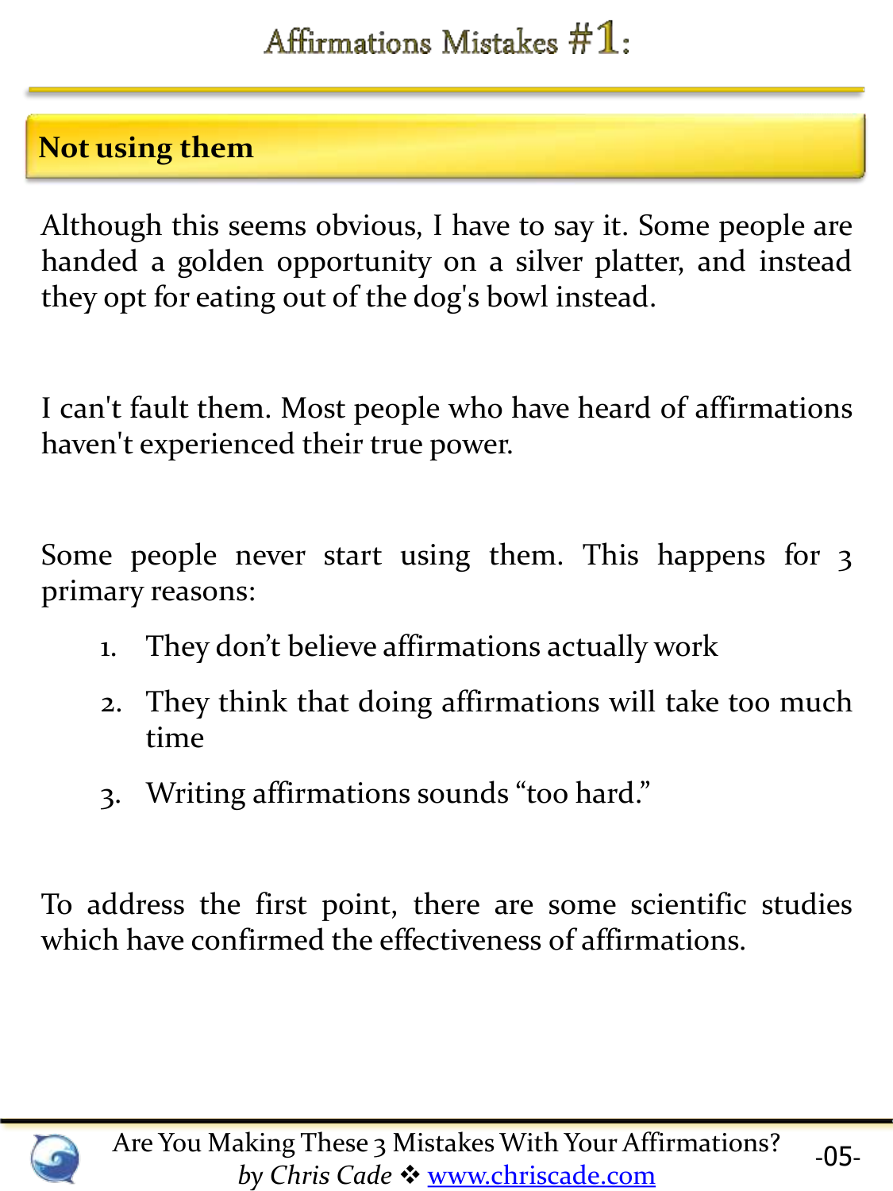# Affirmations Mistakes #1:

## Not using them

Although this seems obvious, I have to say it. Some people are handed a golden opportunity on a silver platter, and instead they opt for eating out of the dog's bowl instead.

I can't fault them. Most people who have heard of affirmations haven't experienced their true power.

Some people never start using them. This happens for 3 primary reasons:

1. They don't believe affirmations actually work
2. They think that doing affirmations will take too much time
3. Writing affirmations sounds "too hard."

To address the first point, there are some scientific studies which have confirmed the effectiveness of affirmations.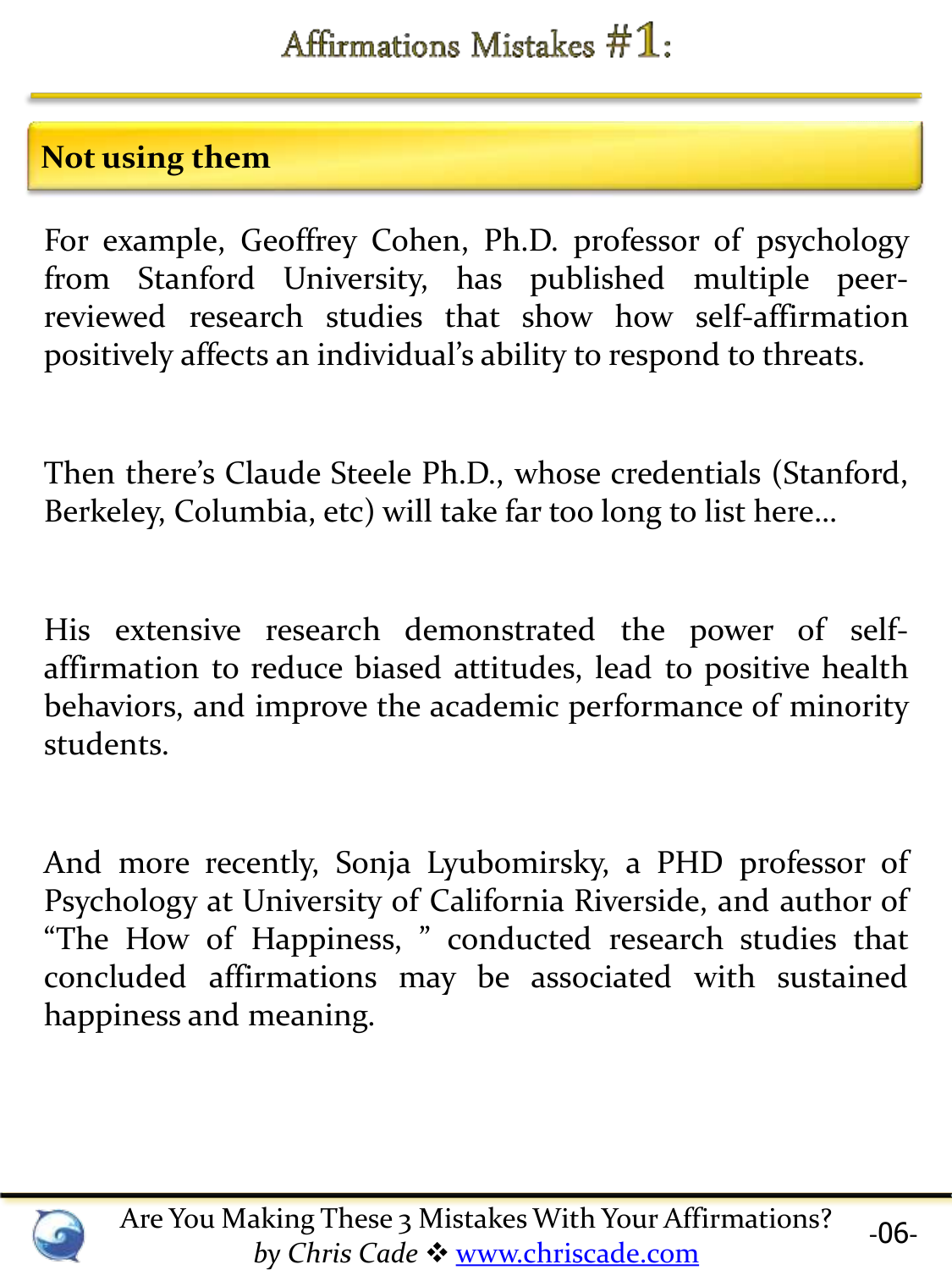# Affirmations Mistakes #1:

## Not using them

For example, Geoffrey Cohen, Ph.D. professor of psychology from Stanford University, has published multiple peer-reviewed research studies that show how self-affirmation positively affects an individual's ability to respond to threats.

Then there's Claude Steele Ph.D., whose credentials (Stanford, Berkeley, Columbia, etc) will take far too long to list here…

His extensive research demonstrated the power of self-affirmation to reduce biased attitudes, lead to positive health behaviors, and improve the academic performance of minority students.

And more recently, Sonja Lyubomirsky, a PHD professor of Psychology at University of California Riverside, and author of "The How of Happiness, " conducted research studies that concluded affirmations may be associated with sustained happiness and meaning.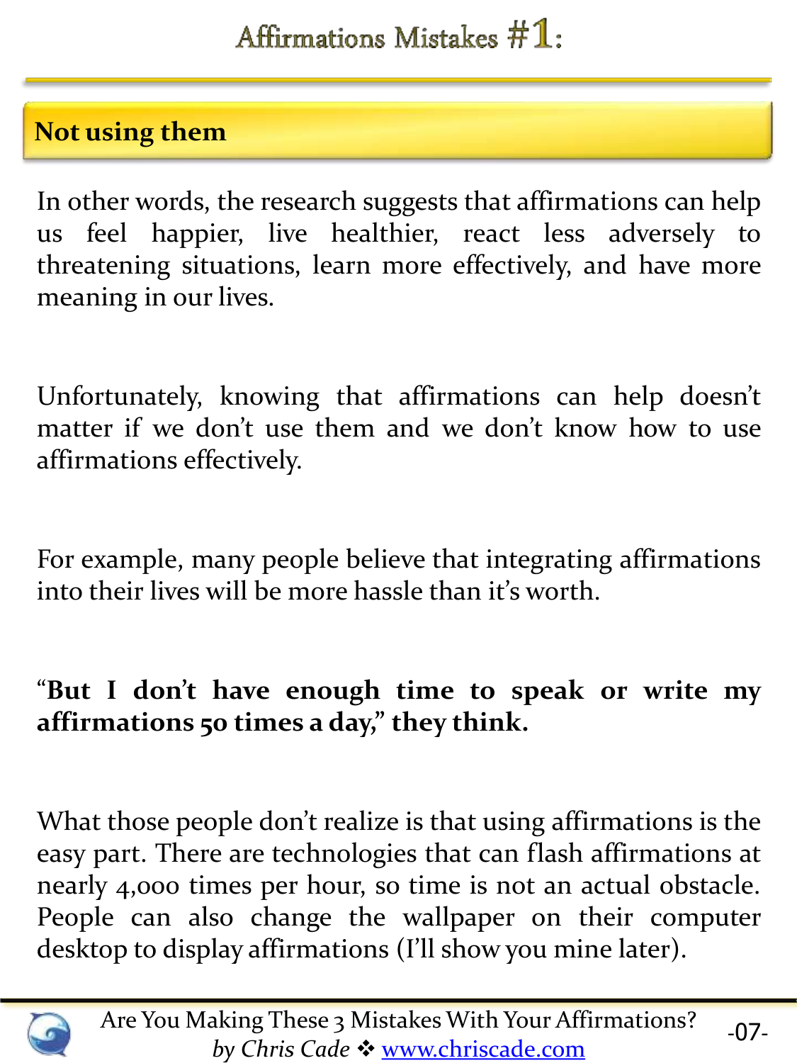# Affirmations Mistakes #1:

## Not using them

In other words, the research suggests that affirmations can help us feel happier, live healthier, react less adversely to threatening situations, learn more effectively, and have more meaning in our lives.

Unfortunately, knowing that affirmations can help doesn't matter if we don't use them and we don't know how to use affirmations effectively.

For example, many people believe that integrating affirmations into their lives will be more hassle than it's worth.

**"But I don't have enough time to speak or write my affirmations 50 times a day," they think.**

What those people don't realize is that using affirmations is the easy part. There are technologies that can flash affirmations at nearly 4,000 times per hour, so time is not an actual obstacle. People can also change the wallpaper on their computer desktop to display affirmations (I'll show you mine later).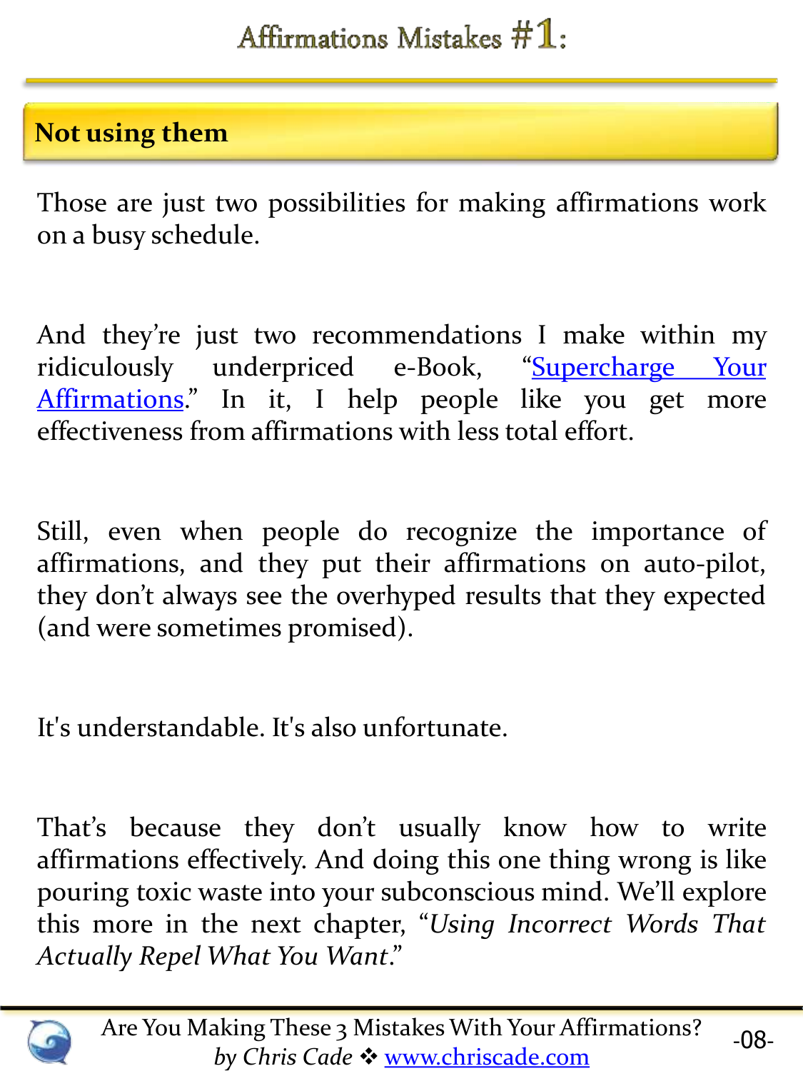# Affirmations Mistakes #1:

## Not using them

Those are just two possibilities for making affirmations work on a busy schedule.

And they're just two recommendations I make within my ridiculously underpriced e-Book, "Supercharge Your Affirmations." In it, I help people like you get more effectiveness from affirmations with less total effort.

Still, even when people do recognize the importance of affirmations, and they put their affirmations on auto-pilot, they don't always see the overhyped results that they expected (and were sometimes promised).

It's understandable. It's also unfortunate.

That's because they don't usually know how to write affirmations effectively. And doing this one thing wrong is like pouring toxic waste into your subconscious mind. We'll explore this more in the next chapter, "*Using Incorrect Words That Actually Repel What You Want*."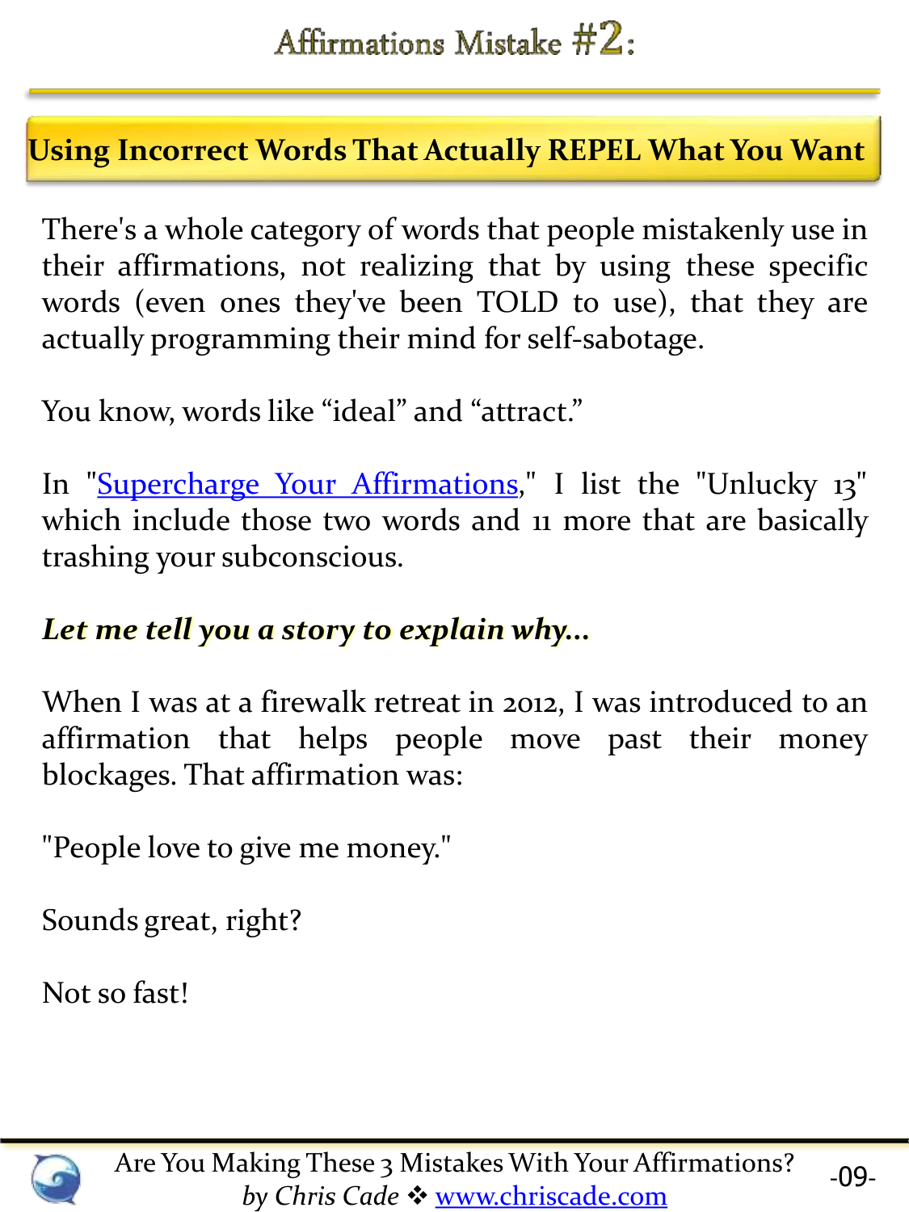# Affirmations Mistake #2:

## Using Incorrect Words That Actually REPEL What You Want

There's a whole category of words that people mistakenly use in their affirmations, not realizing that by using these specific words (even ones they've been TOLD to use), that they are actually programming their mind for self-sabotage.

You know, words like "ideal" and "attract."

In "Supercharge Your Affirmations," I list the "Unlucky 13" which include those two words and 11 more that are basically trashing your subconscious.

***Let me tell you a story to explain why...***

When I was at a firewalk retreat in 2012, I was introduced to an affirmation that helps people move past their money blockages. That affirmation was:

"People love to give me money."

Sounds great, right?

Not so fast!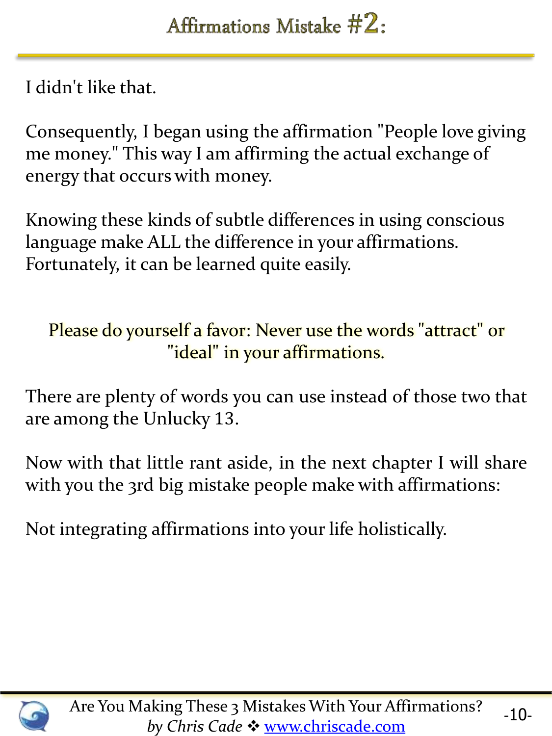## Affirmations Mistake #2:

I didn't like that.

Consequently, I began using the affirmation "People love giving me money." This way I am affirming the actual exchange of energy that occurs with money.

Knowing these kinds of subtle differences in using conscious language make ALL the difference in your affirmations. Fortunately, it can be learned quite easily.

Please do yourself a favor: Never use the words "attract" or "ideal" in your affirmations.

There are plenty of words you can use instead of those two that are among the Unlucky 13.

Now with that little rant aside, in the next chapter I will share with you the 3rd big mistake people make with affirmations:

Not integrating affirmations into your life holistically.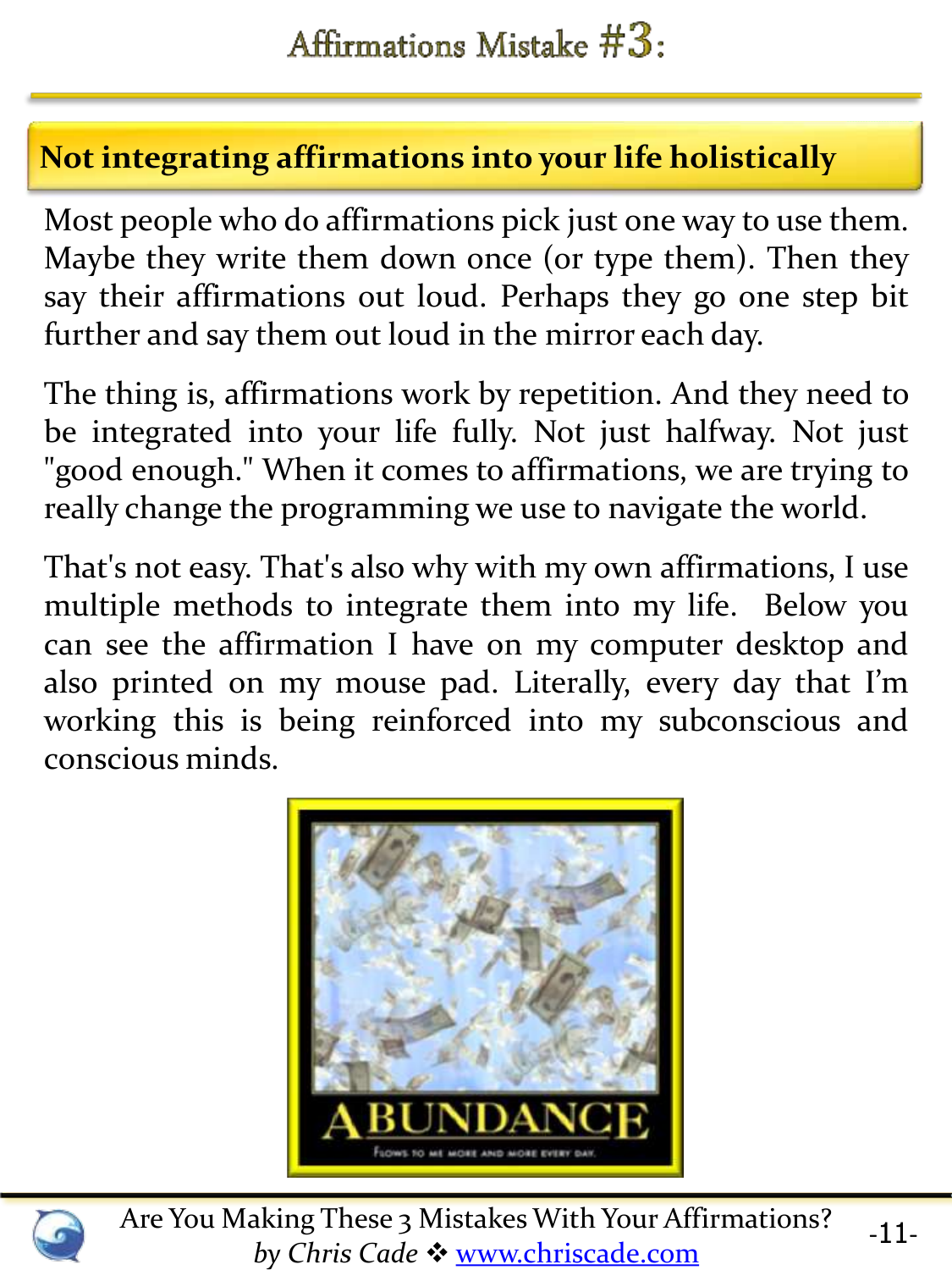# Affirmations Mistake #3:

## Not integrating affirmations into your life holistically

Most people who do affirmations pick just one way to use them. Maybe they write them down once (or type them). Then they say their affirmations out loud. Perhaps they go one step bit further and say them out loud in the mirror each day.

The thing is, affirmations work by repetition. And they need to be integrated into your life fully. Not just halfway. Not just "good enough." When it comes to affirmations, we are trying to really change the programming we use to navigate the world.

That's not easy. That's also why with my own affirmations, I use multiple methods to integrate them into my life. Below you can see the affirmation I have on my computer desktop and also printed on my mouse pad. Literally, every day that I'm working this is being reinforced into my subconscious and conscious minds.

ABUNDANCE

FLOWS TO ME MORE AND MORE EVERY DAY.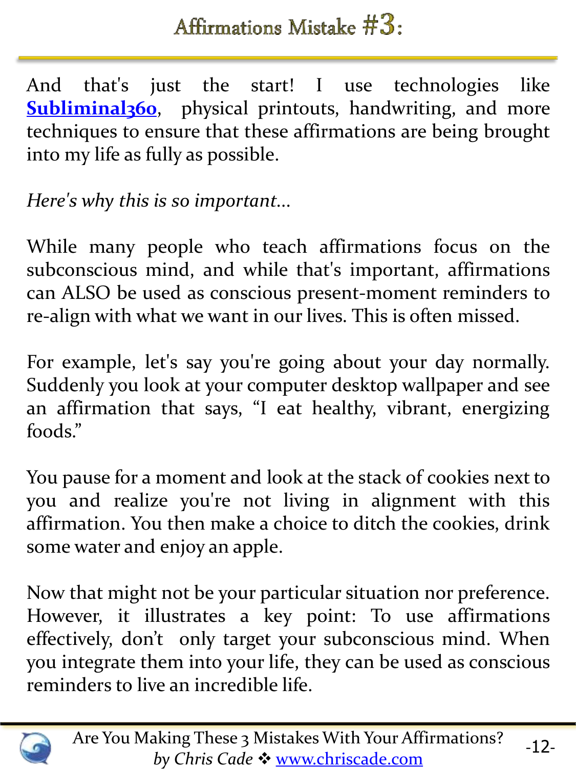# Affirmations Mistake #3:

And that's just the start! I use technologies like **Subliminal360**, physical printouts, handwriting, and more techniques to ensure that these affirmations are being brought into my life as fully as possible.

*Here's why this is so important…*

While many people who teach affirmations focus on the subconscious mind, and while that's important, affirmations can ALSO be used as conscious present-moment reminders to re-align with what we want in our lives. This is often missed.

For example, let's say you're going about your day normally. Suddenly you look at your computer desktop wallpaper and see an affirmation that says, "I eat healthy, vibrant, energizing foods."

You pause for a moment and look at the stack of cookies next to you and realize you're not living in alignment with this affirmation. You then make a choice to ditch the cookies, drink some water and enjoy an apple.

Now that might not be your particular situation nor preference. However, it illustrates a key point: To use affirmations effectively, don't only target your subconscious mind. When you integrate them into your life, they can be used as conscious reminders to live an incredible life.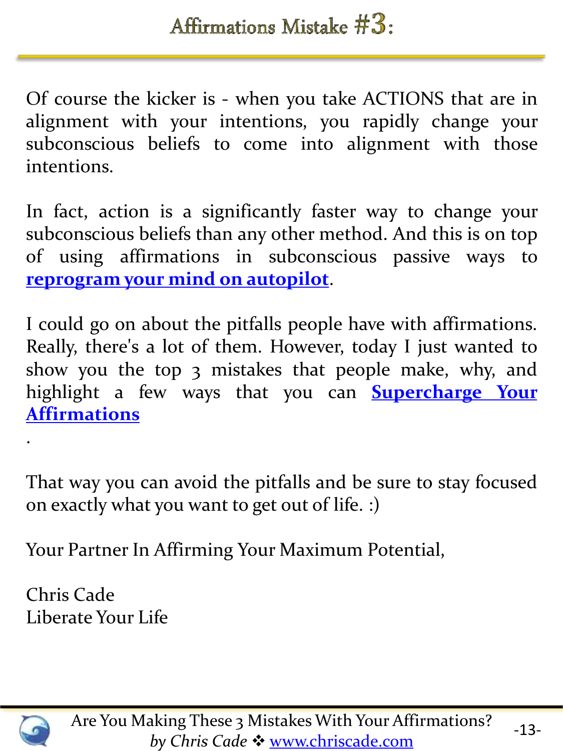## Affirmations Mistake #3:

Of course the kicker is - when you take ACTIONS that are in alignment with your intentions, you rapidly change your subconscious beliefs to come into alignment with those intentions.

In fact, action is a significantly faster way to change your subconscious beliefs than any other method. And this is on top of using affirmations in subconscious passive ways to **reprogram your mind on autopilot**.

I could go on about the pitfalls people have with affirmations. Really, there's a lot of them. However, today I just wanted to show you the top 3 mistakes that people make, why, and highlight a few ways that you can **Supercharge Your Affirmations**

.

That way you can avoid the pitfalls and be sure to stay focused on exactly what you want to get out of life. :)

Your Partner In Affirming Your Maximum Potential,

Chris Cade
Liberate Your Life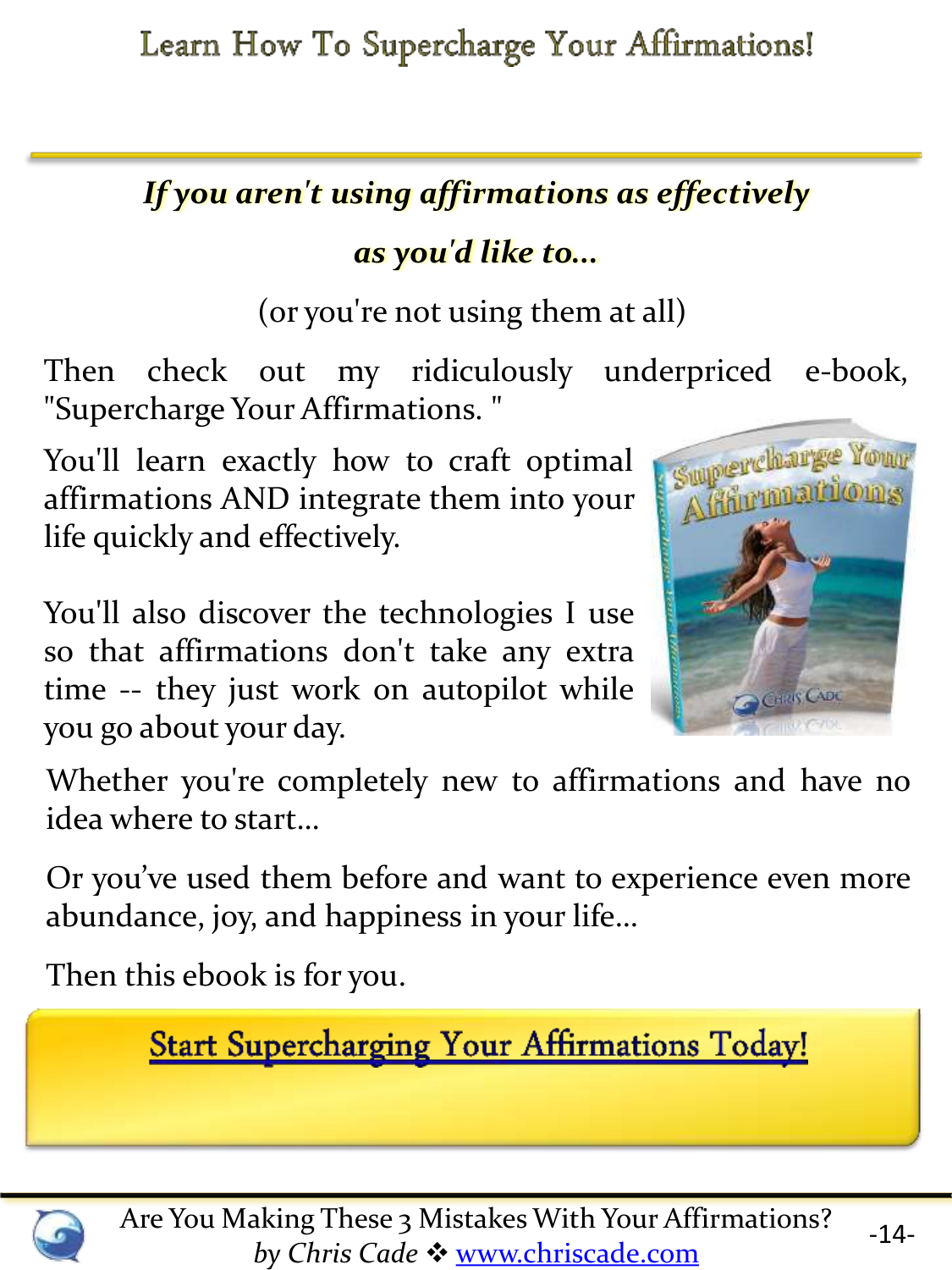# Learn How To Supercharge Your Affirmations!

***If you aren't using affirmations as effectively as you'd like to...***

(or you're not using them at all)

Then check out my ridiculously underpriced e-book, "Supercharge Your Affirmations. "

You'll learn exactly how to craft optimal affirmations AND integrate them into your life quickly and effectively.

You'll also discover the technologies I use so that affirmations don't take any extra time -- they just work on autopilot while you go about your day.

Whether you're completely new to affirmations and have no idea where to start...

Or you've used them before and want to experience even more abundance, joy, and happiness in your life...

Then this ebook is for you.

**Start Supercharging Your Affirmations Today!**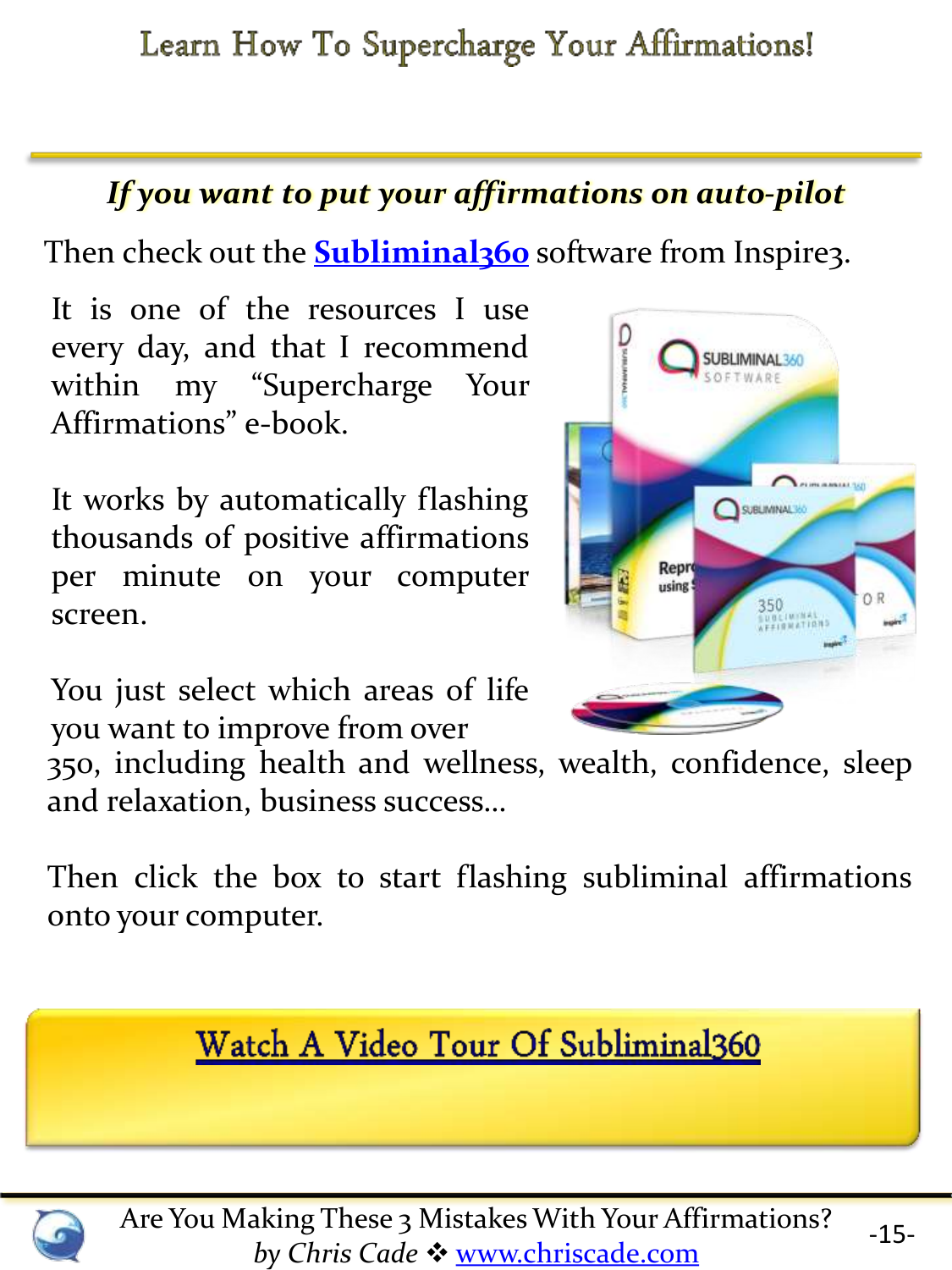*If you want to put your affirmations on auto-pilot*

Then check out the **Subliminal360** software from Inspire3.

It is one of the resources I use every day, and that I recommend within my "Supercharge Your Affirmations" e-book.

It works by automatically flashing thousands of positive affirmations per minute on your computer screen.

You just select which areas of life you want to improve from over 350, including health and wellness, wealth, confidence, sleep and relaxation, business success…

Then click the box to start flashing subliminal affirmations onto your computer.

**Watch A Video Tour Of Subliminal360**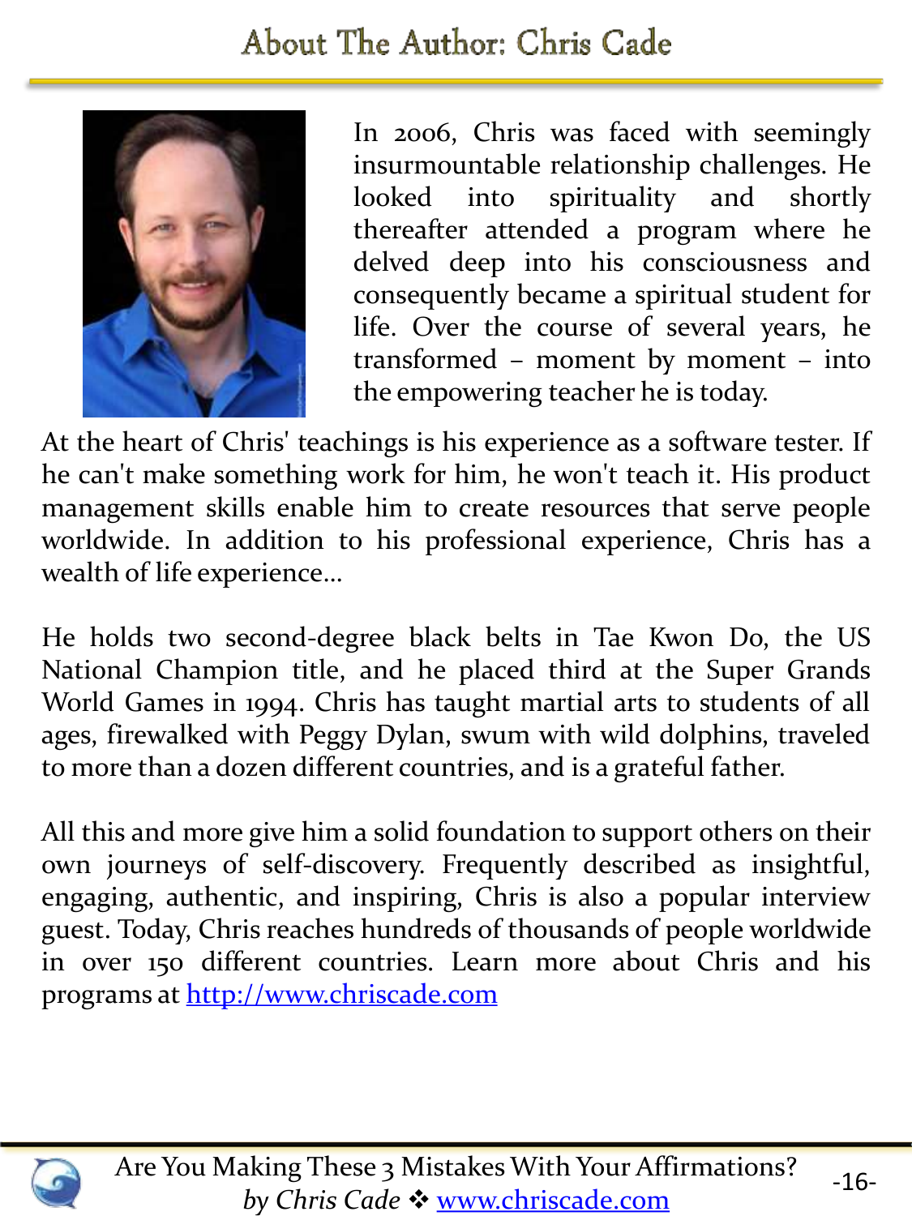# About The Author: Chris Cade

In 2006, Chris was faced with seemingly insurmountable relationship challenges. He looked into spirituality and shortly thereafter attended a program where he delved deep into his consciousness and consequently became a spiritual student for life. Over the course of several years, he transformed – moment by moment – into the empowering teacher he is today.

At the heart of Chris' teachings is his experience as a software tester. If he can't make something work for him, he won't teach it. His product management skills enable him to create resources that serve people worldwide. In addition to his professional experience, Chris has a wealth of life experience...

He holds two second-degree black belts in Tae Kwon Do, the US National Champion title, and he placed third at the Super Grands World Games in 1994. Chris has taught martial arts to students of all ages, firewalked with Peggy Dylan, swum with wild dolphins, traveled to more than a dozen different countries, and is a grateful father.

All this and more give him a solid foundation to support others on their own journeys of self-discovery. Frequently described as insightful, engaging, authentic, and inspiring, Chris is also a popular interview guest. Today, Chris reaches hundreds of thousands of people worldwide in over 150 different countries. Learn more about Chris and his programs at [http://www.chriscade.com](http://www.chriscade.com)